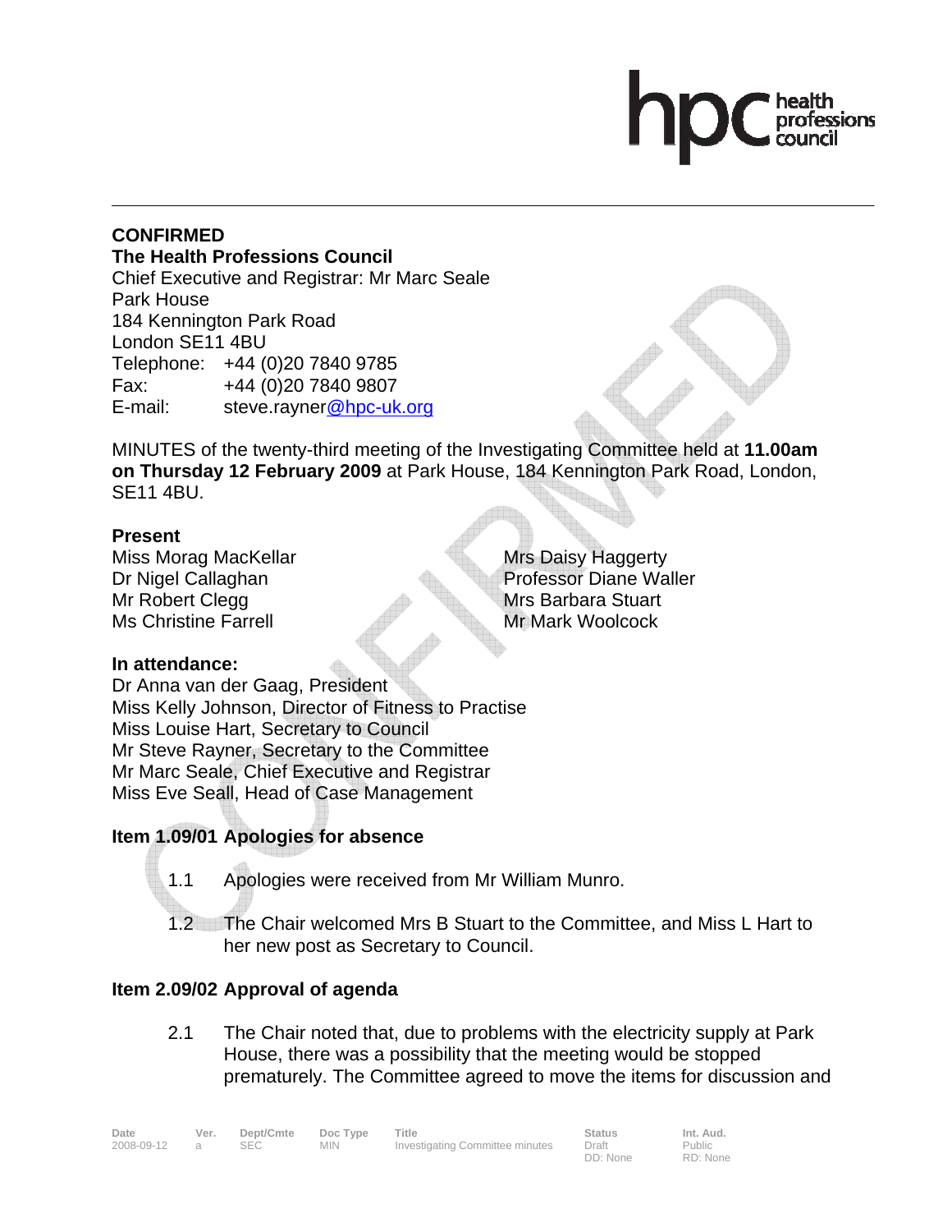**CONFIRMED**

**The Health Professions Council**

Chief Executive and Registrar: Mr Marc Seale
Park House
184 Kennington Park Road
London SE11 4BU
Telephone: +44 (0)20 7840 9785
Fax: +44 (0)20 7840 9807
E-mail: steve.rayner@hpc-uk.org

MINUTES of the twenty-third meeting of the Investigating Committee held at **11.00am on Thursday 12 February 2009** at Park House, 184 Kennington Park Road, London, SE11 4BU.

**Present**

Miss Morag MacKellar
Dr Nigel Callaghan
Mr Robert Clegg
Ms Christine Farrell
Mrs Daisy Haggerty
Professor Diane Waller
Mrs Barbara Stuart
Mr Mark Woolcock

**In attendance:**

Dr Anna van der Gaag, President
Miss Kelly Johnson, Director of Fitness to Practise
Miss Louise Hart, Secretary to Council
Mr Steve Rayner, Secretary to the Committee
Mr Marc Seale, Chief Executive and Registrar
Miss Eve Seall, Head of Case Management

## Item 1.09/01 Apologies for absence

1.1 Apologies were received from Mr William Munro.

1.2 The Chair welcomed Mrs B Stuart to the Committee, and Miss L Hart to her new post as Secretary to Council.

## Item 2.09/02 Approval of agenda

2.1 The Chair noted that, due to problems with the electricity supply at Park House, there was a possibility that the meeting would be stopped prematurely. The Committee agreed to move the items for discussion and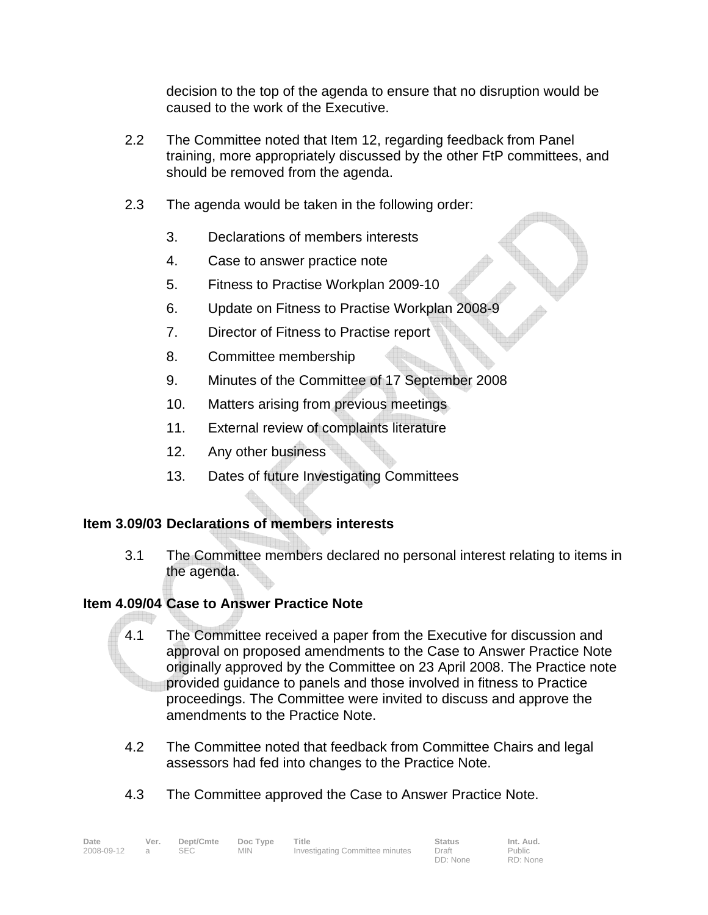decision to the top of the agenda to ensure that no disruption would be caused to the work of the Executive.

2.2 The Committee noted that Item 12, regarding feedback from Panel training, more appropriately discussed by the other FtP committees, and should be removed from the agenda.

2.3 The agenda would be taken in the following order:

3. Declarations of members interests
4. Case to answer practice note
5. Fitness to Practise Workplan 2009-10
6. Update on Fitness to Practise Workplan 2008-9
7. Director of Fitness to Practise report
8. Committee membership
9. Minutes of the Committee of 17 September 2008
10. Matters arising from previous meetings
11. External review of complaints literature
12. Any other business
13. Dates of future Investigating Committees

**Item 3.09/03 Declarations of members interests**

3.1 The Committee members declared no personal interest relating to items in the agenda.

**Item 4.09/04 Case to Answer Practice Note**

4.1 The Committee received a paper from the Executive for discussion and approval on proposed amendments to the Case to Answer Practice Note originally approved by the Committee on 23 April 2008. The Practice note provided guidance to panels and those involved in fitness to Practice proceedings. The Committee were invited to discuss and approve the amendments to the Practice Note.

4.2 The Committee noted that feedback from Committee Chairs and legal assessors had fed into changes to the Practice Note.

4.3 The Committee approved the Case to Answer Practice Note.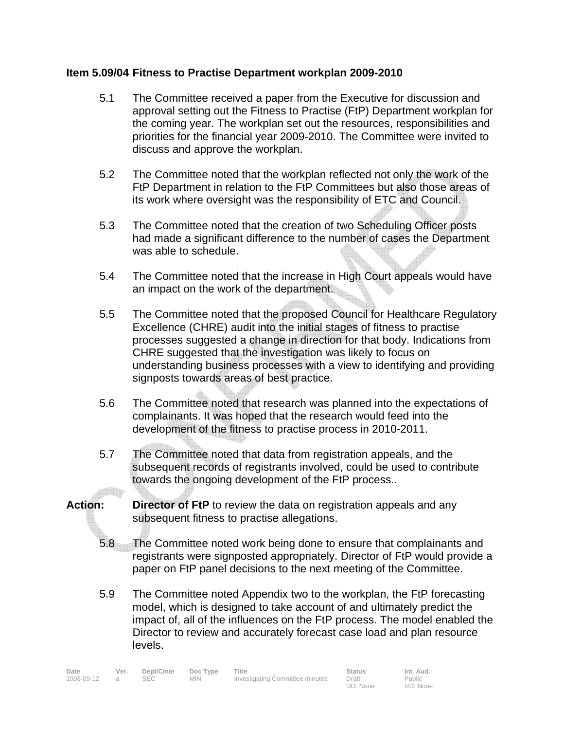**Item 5.09/04 Fitness to Practise Department workplan 2009-2010**

5.1 The Committee received a paper from the Executive for discussion and approval setting out the Fitness to Practise (FtP) Department workplan for the coming year. The workplan set out the resources, responsibilities and priorities for the financial year 2009-2010. The Committee were invited to discuss and approve the workplan.

5.2 The Committee noted that the workplan reflected not only the work of the FtP Department in relation to the FtP Committees but also those areas of its work where oversight was the responsibility of ETC and Council.

5.3 The Committee noted that the creation of two Scheduling Officer posts had made a significant difference to the number of cases the Department was able to schedule.

5.4 The Committee noted that the increase in High Court appeals would have an impact on the work of the department.

5.5 The Committee noted that the proposed Council for Healthcare Regulatory Excellence (CHRE) audit into the initial stages of fitness to practise processes suggested a change in direction for that body. Indications from CHRE suggested that the investigation was likely to focus on understanding business processes with a view to identifying and providing signposts towards areas of best practice.

5.6 The Committee noted that research was planned into the expectations of complainants. It was hoped that the research would feed into the development of the fitness to practise process in 2010-2011.

5.7 The Committee noted that data from registration appeals, and the subsequent records of registrants involved, could be used to contribute towards the ongoing development of the FtP process..

**Action:** **Director of FtP** to review the data on registration appeals and any subsequent fitness to practise allegations.

5.8 The Committee noted work being done to ensure that complainants and registrants were signposted appropriately. Director of FtP would provide a paper on FtP panel decisions to the next meeting of the Committee.

5.9 The Committee noted Appendix two to the workplan, the FtP forecasting model, which is designed to take account of and ultimately predict the impact of, all of the influences on the FtP process. The model enabled the Director to review and accurately forecast case load and plan resource levels.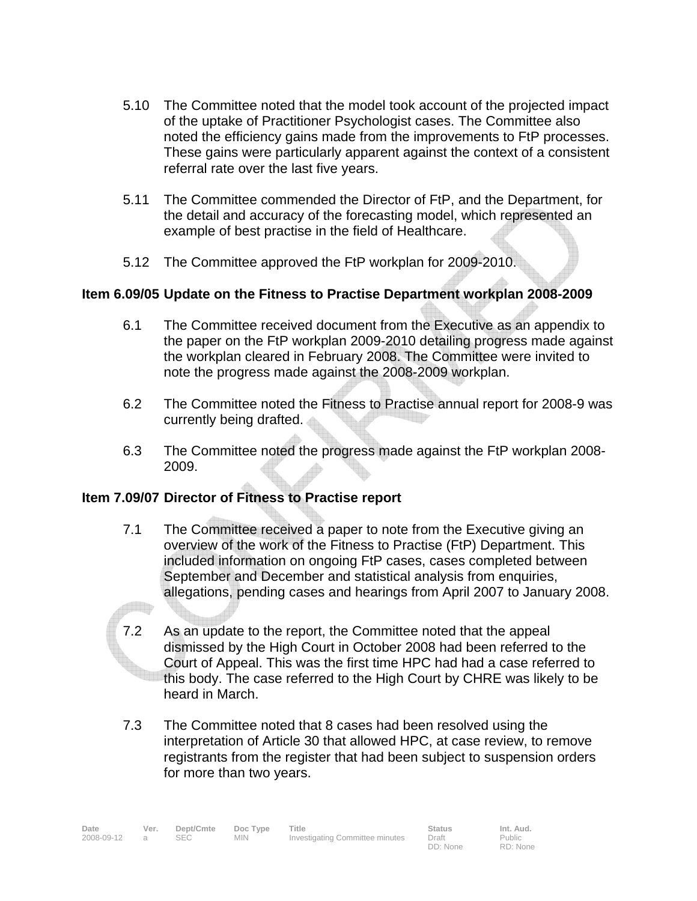5.10 The Committee noted that the model took account of the projected impact of the uptake of Practitioner Psychologist cases. The Committee also noted the efficiency gains made from the improvements to FtP processes. These gains were particularly apparent against the context of a consistent referral rate over the last five years.

5.11 The Committee commended the Director of FtP, and the Department, for the detail and accuracy of the forecasting model, which represented an example of best practise in the field of Healthcare.

5.12 The Committee approved the FtP workplan for 2009-2010.

**Item 6.09/05 Update on the Fitness to Practise Department workplan 2008-2009**

6.1 The Committee received document from the Executive as an appendix to the paper on the FtP workplan 2009-2010 detailing progress made against the workplan cleared in February 2008. The Committee were invited to note the progress made against the 2008-2009 workplan.

6.2 The Committee noted the Fitness to Practise annual report for 2008-9 was currently being drafted.

6.3 The Committee noted the progress made against the FtP workplan 2008-2009.

**Item 7.09/07 Director of Fitness to Practise report**

7.1 The Committee received a paper to note from the Executive giving an overview of the work of the Fitness to Practise (FtP) Department. This included information on ongoing FtP cases, cases completed between September and December and statistical analysis from enquiries, allegations, pending cases and hearings from April 2007 to January 2008.

7.2 As an update to the report, the Committee noted that the appeal dismissed by the High Court in October 2008 had been referred to the Court of Appeal. This was the first time HPC had had a case referred to this body. The case referred to the High Court by CHRE was likely to be heard in March.

7.3 The Committee noted that 8 cases had been resolved using the interpretation of Article 30 that allowed HPC, at case review, to remove registrants from the register that had been subject to suspension orders for more than two years.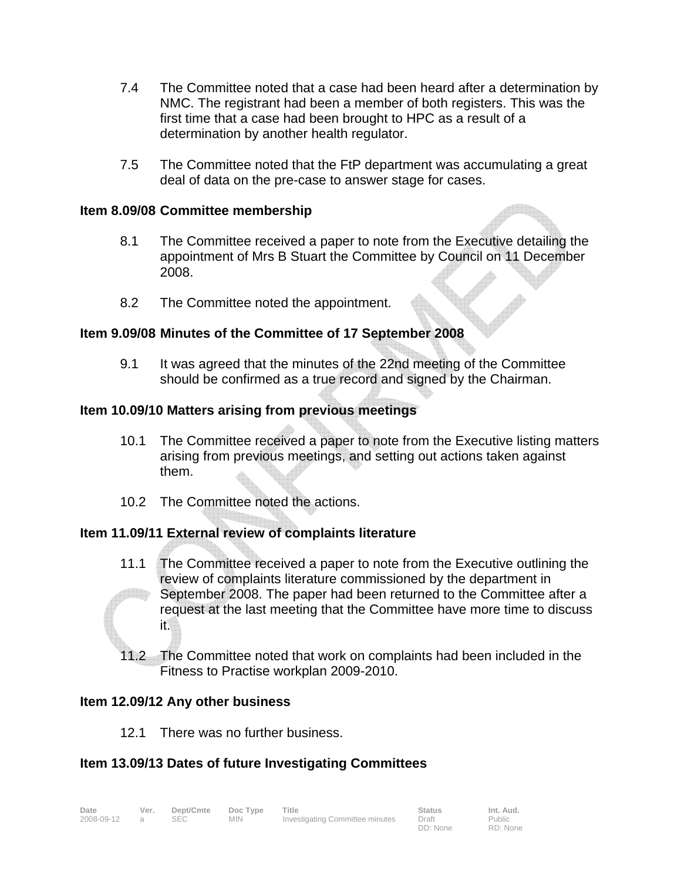7.4 The Committee noted that a case had been heard after a determination by NMC. The registrant had been a member of both registers. This was the first time that a case had been brought to HPC as a result of a determination by another health regulator.

7.5 The Committee noted that the FtP department was accumulating a great deal of data on the pre-case to answer stage for cases.

**Item 8.09/08 Committee membership**

8.1 The Committee received a paper to note from the Executive detailing the appointment of Mrs B Stuart the Committee by Council on 11 December 2008.

8.2 The Committee noted the appointment.

**Item 9.09/08 Minutes of the Committee of 17 September 2008**

9.1 It was agreed that the minutes of the 22nd meeting of the Committee should be confirmed as a true record and signed by the Chairman.

**Item 10.09/10 Matters arising from previous meetings**

10.1 The Committee received a paper to note from the Executive listing matters arising from previous meetings, and setting out actions taken against them.

10.2 The Committee noted the actions.

**Item 11.09/11 External review of complaints literature**

11.1 The Committee received a paper to note from the Executive outlining the review of complaints literature commissioned by the department in September 2008. The paper had been returned to the Committee after a request at the last meeting that the Committee have more time to discuss it.

11.2 The Committee noted that work on complaints had been included in the Fitness to Practise workplan 2009-2010.

**Item 12.09/12 Any other business**

12.1 There was no further business.

**Item 13.09/13 Dates of future Investigating Committees**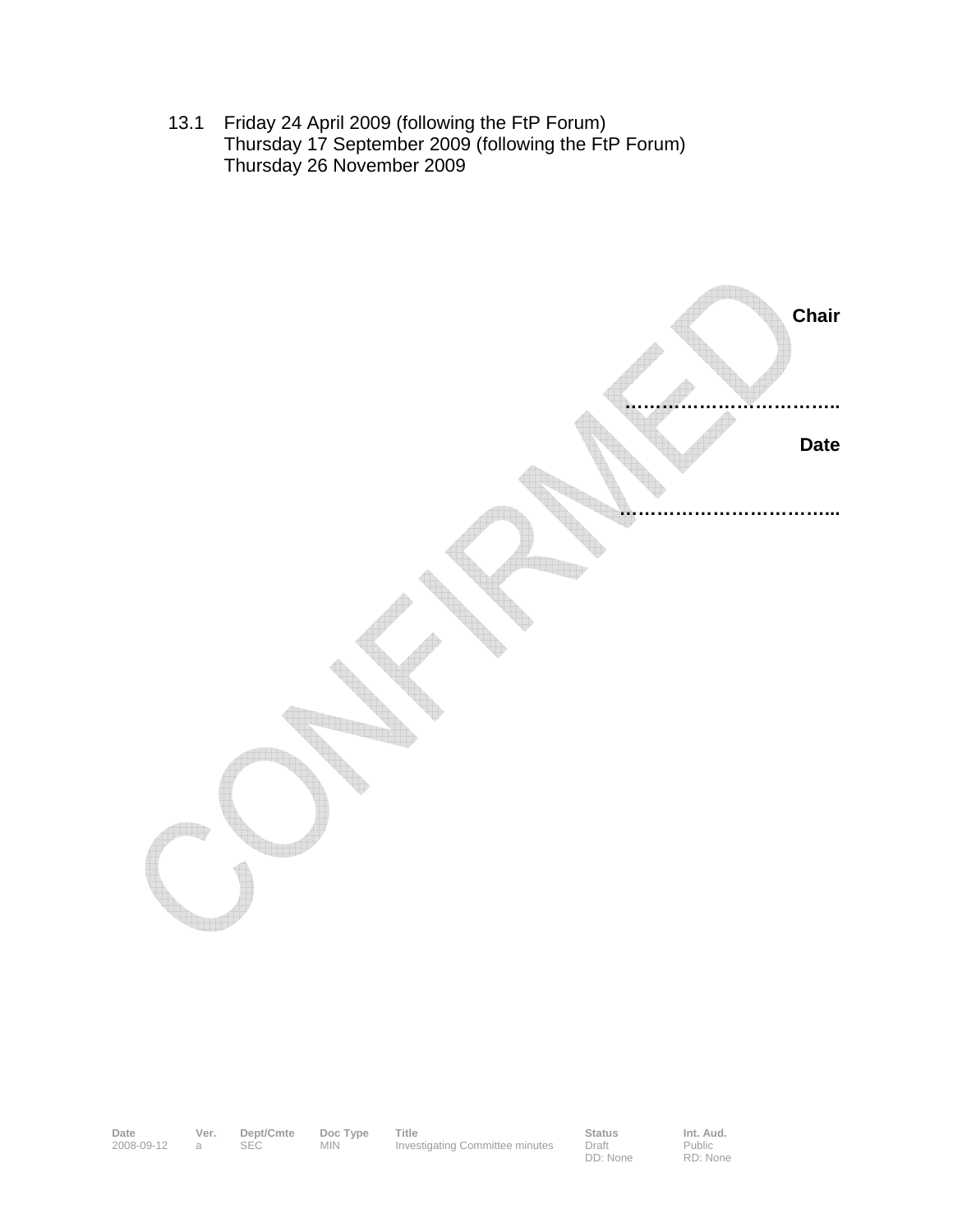13.1 Friday 24 April 2009 (following the FtP Forum)
Thursday 17 September 2009 (following the FtP Forum)
Thursday 26 November 2009

**Chair**

……………………………..

**Date**

……………………………...